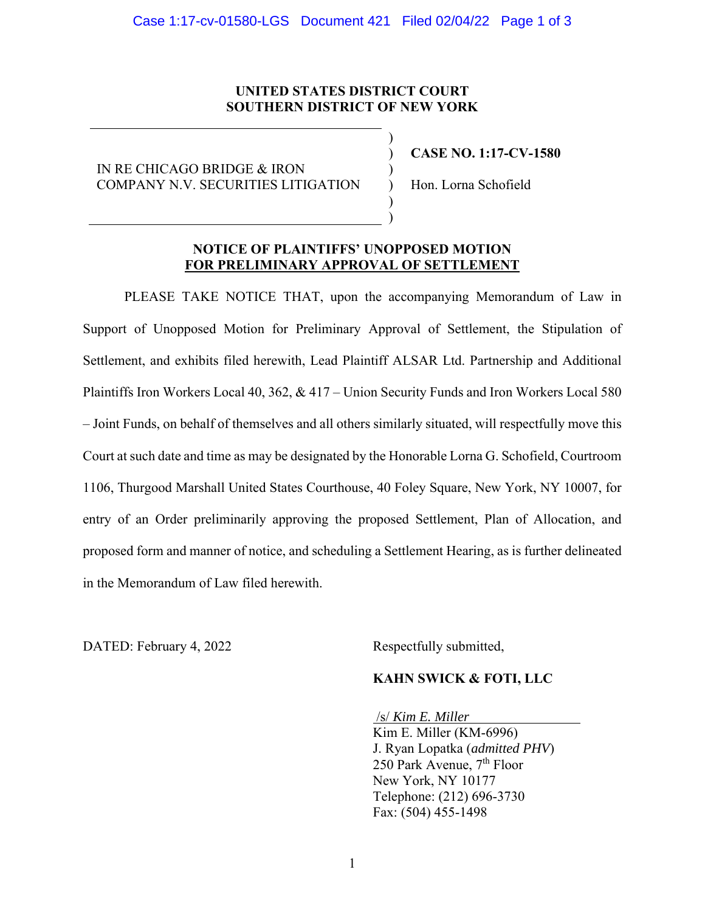**UNITED STATES DISTRICT COURT**
**SOUTHERN DISTRICT OF NEW YORK**

| | |
|---|---|
| IN RE CHICAGO BRIDGE & IRON COMPANY N.V. SECURITIES LITIGATION | **CASE NO. 1:17-CV-1580** <br> Hon. Lorna Schofield |

**NOTICE OF PLAINTIFFS' UNOPPOSED MOTION**
**FOR PRELIMINARY APPROVAL OF SETTLEMENT**

PLEASE TAKE NOTICE THAT, upon the accompanying Memorandum of Law in Support of Unopposed Motion for Preliminary Approval of Settlement, the Stipulation of Settlement, and exhibits filed herewith, Lead Plaintiff ALSAR Ltd. Partnership and Additional Plaintiffs Iron Workers Local 40, 362, & 417 – Union Security Funds and Iron Workers Local 580 – Joint Funds, on behalf of themselves and all others similarly situated, will respectfully move this Court at such date and time as may be designated by the Honorable Lorna G. Schofield, Courtroom 1106, Thurgood Marshall United States Courthouse, 40 Foley Square, New York, NY 10007, for entry of an Order preliminarily approving the proposed Settlement, Plan of Allocation, and proposed form and manner of notice, and scheduling a Settlement Hearing, as is further delineated in the Memorandum of Law filed herewith.

DATED: February 4, 2022

Respectfully submitted,

**KAHN SWICK & FOTI, LLC**

/s/ *Kim E. Miller*
Kim E. Miller (KM-6996)
J. Ryan Lopatka (*admitted PHV*)
250 Park Avenue, 7th Floor
New York, NY 10177
Telephone: (212) 696-3730
Fax: (504) 455-1498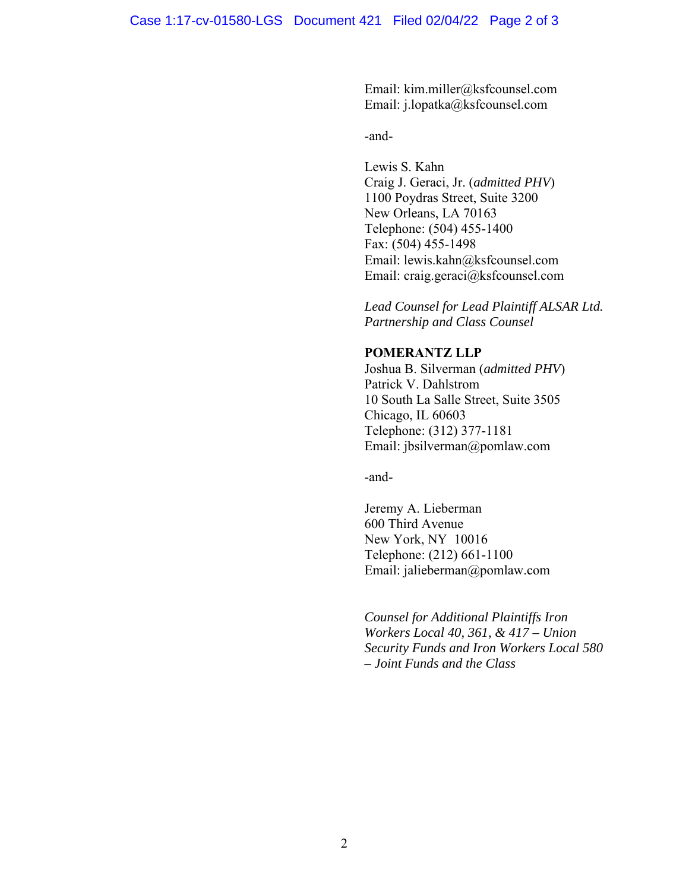Email: kim.miller@ksfcounsel.com
Email: j.lopatka@ksfcounsel.com

-and-

Lewis S. Kahn
Craig J. Geraci, Jr. (*admitted PHV*)
1100 Poydras Street, Suite 3200
New Orleans, LA 70163
Telephone: (504) 455-1400
Fax: (504) 455-1498
Email: lewis.kahn@ksfcounsel.com
Email: craig.geraci@ksfcounsel.com

*Lead Counsel for Lead Plaintiff ALSAR Ltd. Partnership and Class Counsel*

**POMERANTZ LLP**
Joshua B. Silverman (*admitted PHV*)
Patrick V. Dahlstrom
10 South La Salle Street, Suite 3505
Chicago, IL 60603
Telephone: (312) 377-1181
Email: jbsilverman@pomlaw.com

-and-

Jeremy A. Lieberman
600 Third Avenue
New York, NY 10016
Telephone: (212) 661-1100
Email: jalieberman@pomlaw.com

*Counsel for Additional Plaintiffs Iron Workers Local 40, 361, & 417 – Union Security Funds and Iron Workers Local 580 – Joint Funds and the Class*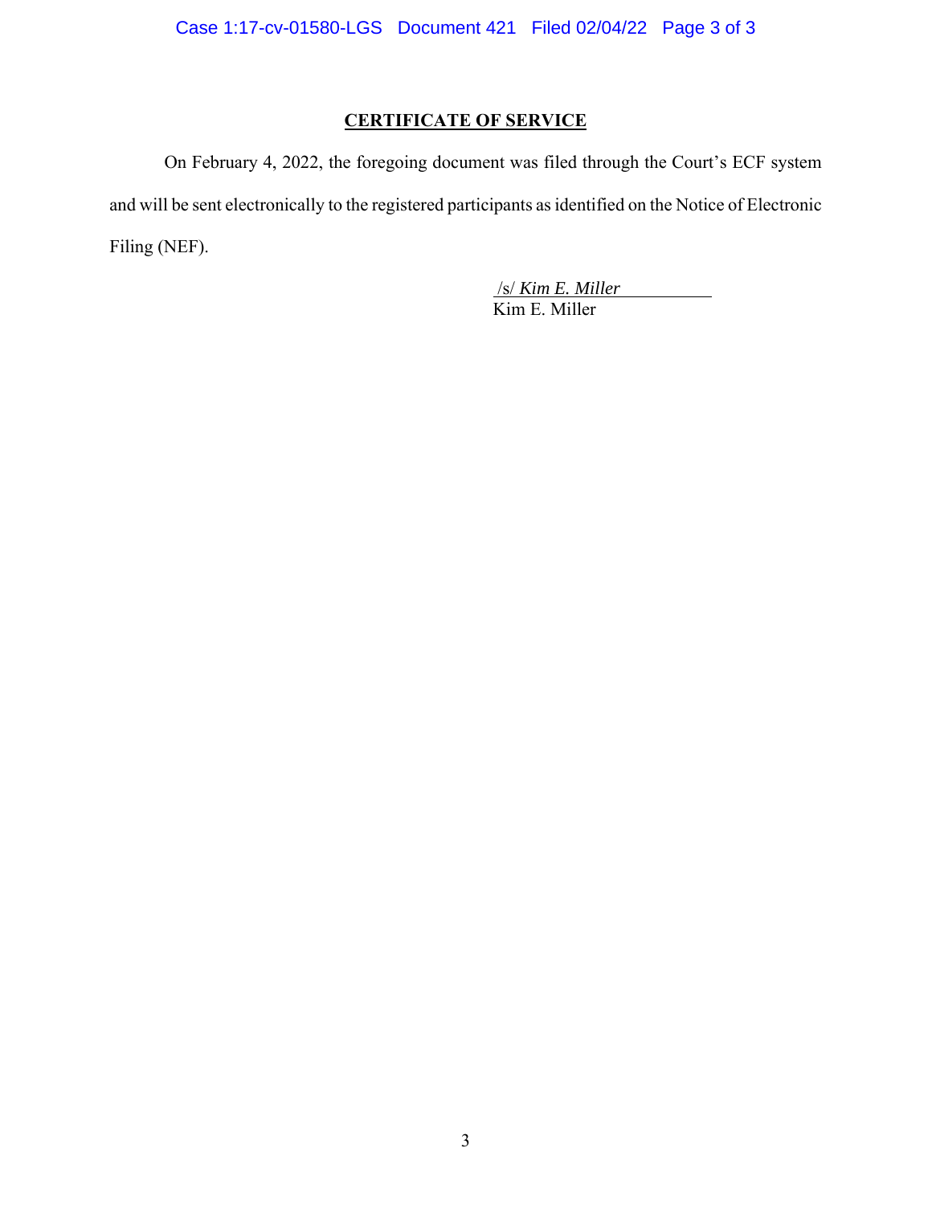**CERTIFICATE OF SERVICE**

On February 4, 2022, the foregoing document was filed through the Court's ECF system and will be sent electronically to the registered participants as identified on the Notice of Electronic Filing (NEF).

/s/ *Kim E. Miller*
Kim E. Miller